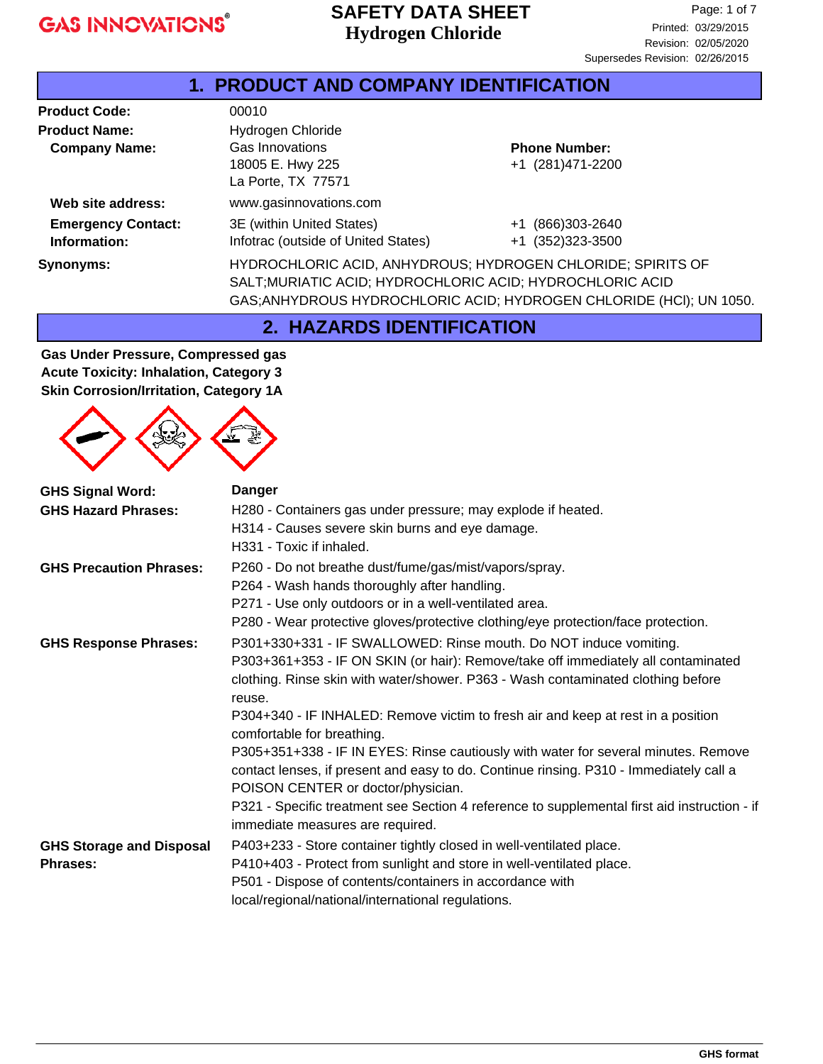# SAFETY DATA SHEET
## Hydrogen Chloride

Printed: 03/29/2015
Revision: 02/05/2020
Supersedes Revision: 02/26/2015

## 1. PRODUCT AND COMPANY IDENTIFICATION

**Product Code:** 00010

**Product Name:** Hydrogen Chloride

**Company Name:** Gas Innovations
18005 E. Hwy 225
La Porte, TX 77571

**Phone Number:** +1 (281)471-2200

**Web site address:** www.gasinnovations.com

**Emergency Contact Information:**
3E (within United States) +1 (866)303-2640
Infotrac (outside of United States) +1 (352)323-3500

**Synonyms:** HYDROCHLORIC ACID, ANHYDROUS; HYDROGEN CHLORIDE; SPIRITS OF SALT;MURIATIC ACID; HYDROCHLORIC ACID; HYDROCHLORIC ACID GAS;ANHYDROUS HYDROCHLORIC ACID; HYDROGEN CHLORIDE (HCl); UN 1050.

## 2. HAZARDS IDENTIFICATION

**Gas Under Pressure, Compressed gas**
**Acute Toxicity: Inhalation, Category 3**
**Skin Corrosion/Irritation, Category 1A**

**GHS Signal Word:** Danger

**GHS Hazard Phrases:**
H280 - Containers gas under pressure; may explode if heated.
H314 - Causes severe skin burns and eye damage.
H331 - Toxic if inhaled.

**GHS Precaution Phrases:**
P260 - Do not breathe dust/fume/gas/mist/vapors/spray.
P264 - Wash hands thoroughly after handling.
P271 - Use only outdoors or in a well-ventilated area.
P280 - Wear protective gloves/protective clothing/eye protection/face protection.

**GHS Response Phrases:**
P301+330+331 - IF SWALLOWED: Rinse mouth. Do NOT induce vomiting.
P303+361+353 - IF ON SKIN (or hair): Remove/take off immediately all contaminated clothing. Rinse skin with water/shower. P363 - Wash contaminated clothing before reuse.
P304+340 - IF INHALED: Remove victim to fresh air and keep at rest in a position comfortable for breathing.
P305+351+338 - IF IN EYES: Rinse cautiously with water for several minutes. Remove contact lenses, if present and easy to do. Continue rinsing. P310 - Immediately call a POISON CENTER or doctor/physician.
P321 - Specific treatment see Section 4 reference to supplemental first aid instruction - if immediate measures are required.

**GHS Storage and Disposal Phrases:**
P403+233 - Store container tightly closed in well-ventilated place.
P410+403 - Protect from sunlight and store in well-ventilated place.
P501 - Dispose of contents/containers in accordance with local/regional/national/international regulations.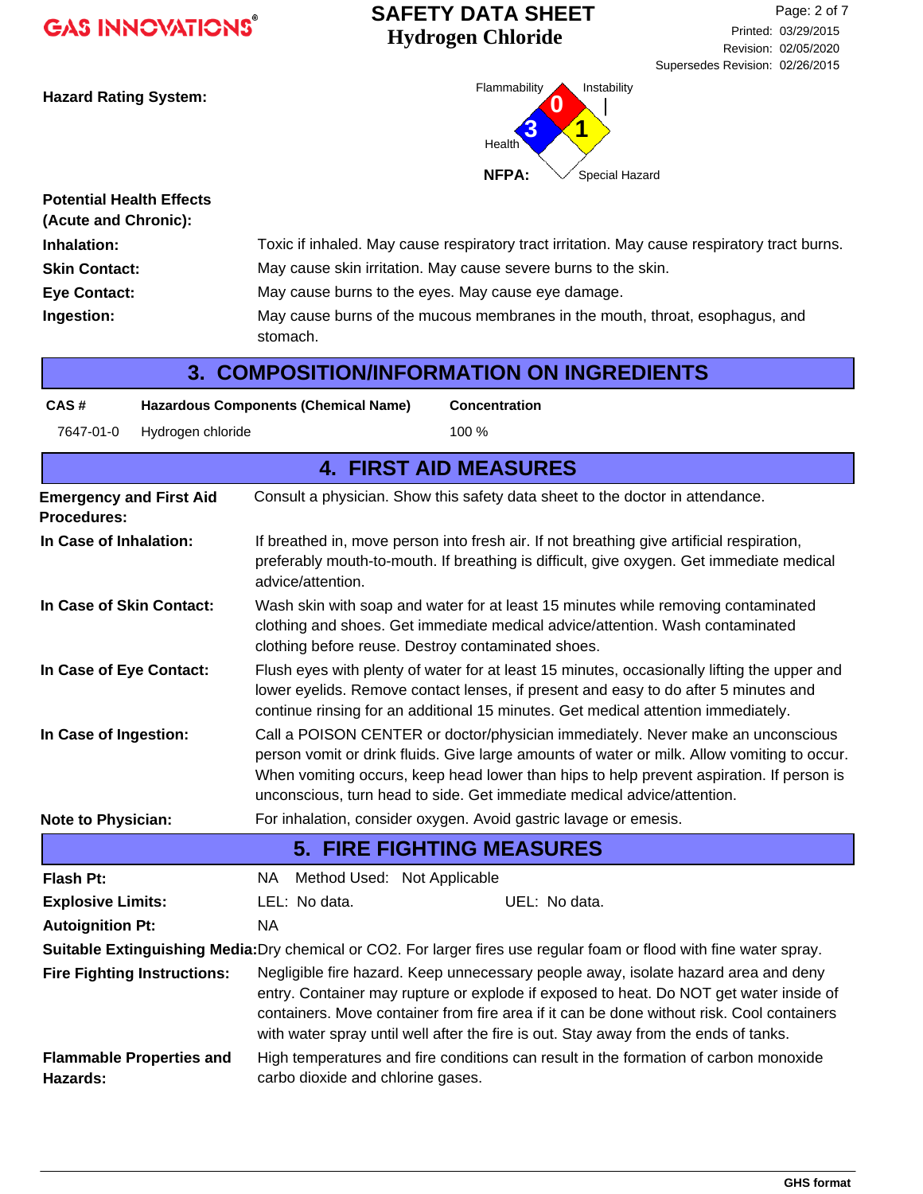**Hazard Rating System:**

NFPA: Flammability 0, Health 3, Instability 1, Special Hazard

**Potential Health Effects (Acute and Chronic):**

**Inhalation:** Toxic if inhaled. May cause respiratory tract irritation. May cause respiratory tract burns.

**Skin Contact:** May cause skin irritation. May cause severe burns to the skin.

**Eye Contact:** May cause burns to the eyes. May cause eye damage.

**Ingestion:** May cause burns of the mucous membranes in the mouth, throat, esophagus, and stomach.

## 3. COMPOSITION/INFORMATION ON INGREDIENTS

| CAS # | Hazardous Components (Chemical Name) | Concentration |
|---|---|---|
| 7647-01-0 | Hydrogen chloride | 100 % |

## 4. FIRST AID MEASURES

**Emergency and First Aid Procedures:** Consult a physician. Show this safety data sheet to the doctor in attendance.

**In Case of Inhalation:** If breathed in, move person into fresh air. If not breathing give artificial respiration, preferably mouth-to-mouth. If breathing is difficult, give oxygen. Get immediate medical advice/attention.

**In Case of Skin Contact:** Wash skin with soap and water for at least 15 minutes while removing contaminated clothing and shoes. Get immediate medical advice/attention. Wash contaminated clothing before reuse. Destroy contaminated shoes.

**In Case of Eye Contact:** Flush eyes with plenty of water for at least 15 minutes, occasionally lifting the upper and lower eyelids. Remove contact lenses, if present and easy to do after 5 minutes and continue rinsing for an additional 15 minutes. Get medical attention immediately.

**In Case of Ingestion:** Call a POISON CENTER or doctor/physician immediately. Never make an unconscious person vomit or drink fluids. Give large amounts of water or milk. Allow vomiting to occur. When vomiting occurs, keep head lower than hips to help prevent aspiration. If person is unconscious, turn head to side. Get immediate medical advice/attention.

**Note to Physician:** For inhalation, consider oxygen. Avoid gastric lavage or emesis.

## 5. FIRE FIGHTING MEASURES

**Flash Pt:** NA Method Used: Not Applicable

**Explosive Limits:** LEL: No data. UEL: No data.

**Autoignition Pt:** NA

**Suitable Extinguishing Media:** Dry chemical or CO2. For larger fires use regular foam or flood with fine water spray.

**Fire Fighting Instructions:** Negligible fire hazard. Keep unnecessary people away, isolate hazard area and deny entry. Container may rupture or explode if exposed to heat. Do NOT get water inside of containers. Move container from fire area if it can be done without risk. Cool containers with water spray until well after the fire is out. Stay away from the ends of tanks.

**Flammable Properties and Hazards:** High temperatures and fire conditions can result in the formation of carbon monoxide carbo dioxide and chlorine gases.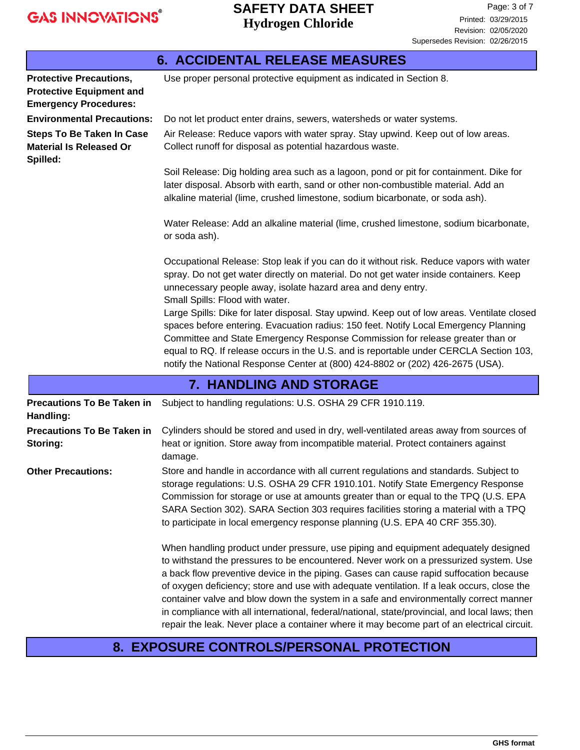## 6. ACCIDENTAL RELEASE MEASURES

**Protective Precautions, Protective Equipment and Emergency Procedures:** Use proper personal protective equipment as indicated in Section 8.

**Environmental Precautions:** Do not let product enter drains, sewers, watersheds or water systems.

**Steps To Be Taken In Case Material Is Released Or Spilled:** Air Release: Reduce vapors with water spray. Stay upwind. Keep out of low areas. Collect runoff for disposal as potential hazardous waste.

Soil Release: Dig holding area such as a lagoon, pond or pit for containment. Dike for later disposal. Absorb with earth, sand or other non-combustible material. Add an alkaline material (lime, crushed limestone, sodium bicarbonate, or soda ash).

Water Release: Add an alkaline material (lime, crushed limestone, sodium bicarbonate, or soda ash).

Occupational Release: Stop leak if you can do it without risk. Reduce vapors with water spray. Do not get water directly on material. Do not get water inside containers. Keep unnecessary people away, isolate hazard area and deny entry.
Small Spills: Flood with water.
Large Spills: Dike for later disposal. Stay upwind. Keep out of low areas. Ventilate closed spaces before entering. Evacuation radius: 150 feet. Notify Local Emergency Planning Committee and State Emergency Response Commission for release greater than or equal to RQ. If release occurs in the U.S. and is reportable under CERCLA Section 103, notify the National Response Center at (800) 424-8802 or (202) 426-2675 (USA).

## 7. HANDLING AND STORAGE

**Precautions To Be Taken in Handling:** Subject to handling regulations: U.S. OSHA 29 CFR 1910.119.

**Precautions To Be Taken in Storing:** Cylinders should be stored and used in dry, well-ventilated areas away from sources of heat or ignition. Store away from incompatible material. Protect containers against damage.

**Other Precautions:** Store and handle in accordance with all current regulations and standards. Subject to storage regulations: U.S. OSHA 29 CFR 1910.101. Notify State Emergency Response Commission for storage or use at amounts greater than or equal to the TPQ (U.S. EPA SARA Section 302). SARA Section 303 requires facilities storing a material with a TPQ to participate in local emergency response planning (U.S. EPA 40 CRF 355.30).

When handling product under pressure, use piping and equipment adequately designed to withstand the pressures to be encountered. Never work on a pressurized system. Use a back flow preventive device in the piping. Gases can cause rapid suffocation because of oxygen deficiency; store and use with adequate ventilation. If a leak occurs, close the container valve and blow down the system in a safe and environmentally correct manner in compliance with all international, federal/national, state/provincial, and local laws; then repair the leak. Never place a container where it may become part of an electrical circuit.

## 8. EXPOSURE CONTROLS/PERSONAL PROTECTION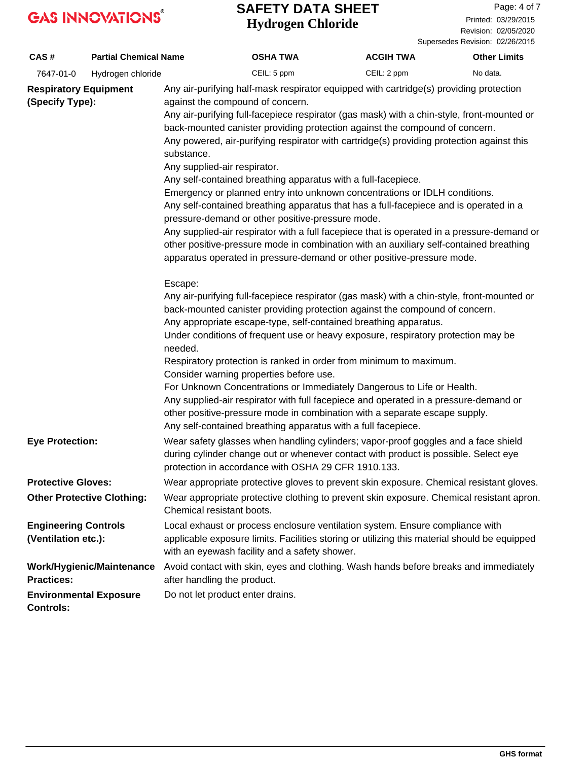| CAS # | Partial Chemical Name | OSHA TWA | ACGIH TWA | Other Limits |
|---|---|---|---|---|
| 7647-01-0 | Hydrogen chloride | CEIL: 5 ppm | CEIL: 2 ppm | No data. |

**Respiratory Equipment (Specify Type):**

Any air-purifying half-mask respirator equipped with cartridge(s) providing protection against the compound of concern.
Any air-purifying full-facepiece respirator (gas mask) with a chin-style, front-mounted or back-mounted canister providing protection against the compound of concern.
Any powered, air-purifying respirator with cartridge(s) providing protection against this substance.
Any supplied-air respirator.
Any self-contained breathing apparatus with a full-facepiece.
Emergency or planned entry into unknown concentrations or IDLH conditions.
Any self-contained breathing apparatus that has a full-facepiece and is operated in a pressure-demand or other positive-pressure mode.
Any supplied-air respirator with a full facepiece that is operated in a pressure-demand or other positive-pressure mode in combination with an auxiliary self-contained breathing apparatus operated in pressure-demand or other positive-pressure mode.

Escape:
Any air-purifying full-facepiece respirator (gas mask) with a chin-style, front-mounted or back-mounted canister providing protection against the compound of concern.
Any appropriate escape-type, self-contained breathing apparatus.
Under conditions of frequent use or heavy exposure, respiratory protection may be needed.
Respiratory protection is ranked in order from minimum to maximum.
Consider warning properties before use.
For Unknown Concentrations or Immediately Dangerous to Life or Health.
Any supplied-air respirator with full facepiece and operated in a pressure-demand or other positive-pressure mode in combination with a separate escape supply.
Any self-contained breathing apparatus with a full facepiece.

**Eye Protection:** Wear safety glasses when handling cylinders; vapor-proof goggles and a face shield during cylinder change out or whenever contact with product is possible. Select eye protection in accordance with OSHA 29 CFR 1910.133.

**Protective Gloves:** Wear appropriate protective gloves to prevent skin exposure. Chemical resistant gloves.

**Other Protective Clothing:** Wear appropriate protective clothing to prevent skin exposure. Chemical resistant apron. Chemical resistant boots.

**Engineering Controls (Ventilation etc.):** Local exhaust or process enclosure ventilation system. Ensure compliance with applicable exposure limits. Facilities storing or utilizing this material should be equipped with an eyewash facility and a safety shower.

**Work/Hygienic/Maintenance Practices:** Avoid contact with skin, eyes and clothing. Wash hands before breaks and immediately after handling the product.

**Environmental Exposure Controls:** Do not let product enter drains.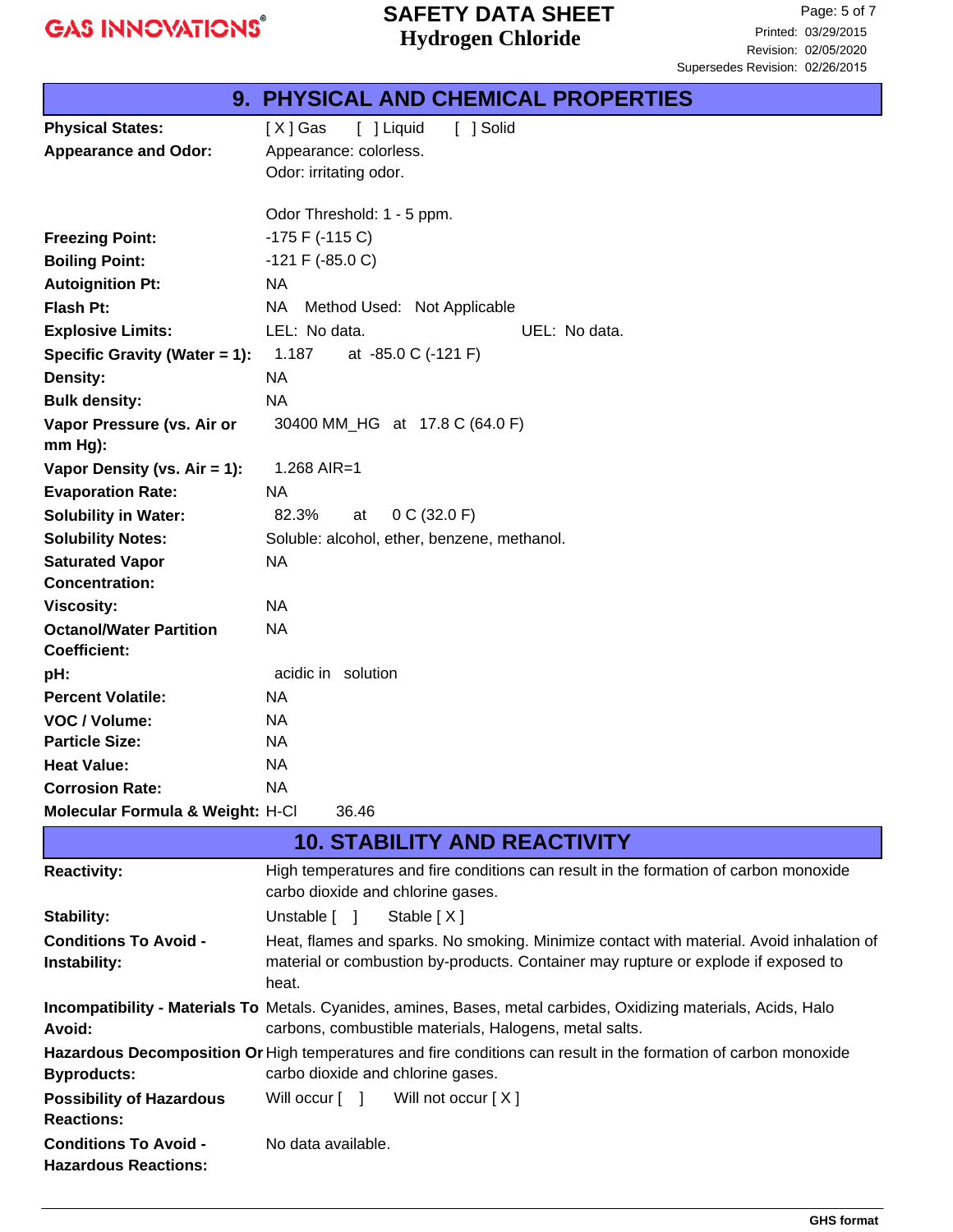## 9. PHYSICAL AND CHEMICAL PROPERTIES

| | |
|---|---|
| **Physical States:** | [ X ] Gas [ ] Liquid [ ] Solid |
| **Appearance and Odor:** | Appearance: colorless.<br>Odor: irritating odor.<br><br>Odor Threshold: 1 - 5 ppm. |
| **Freezing Point:** | -175 F (-115 C) |
| **Boiling Point:** | -121 F (-85.0 C) |
| **Autoignition Pt:** | NA |
| **Flash Pt:** | NA Method Used: Not Applicable |
| **Explosive Limits:** | LEL: No data. UEL: No data. |
| **Specific Gravity (Water = 1):** | 1.187 at -85.0 C (-121 F) |
| **Density:** | NA |
| **Bulk density:** | NA |
| **Vapor Pressure (vs. Air or mm Hg):** | 30400 MM_HG at 17.8 C (64.0 F) |
| **Vapor Density (vs. Air = 1):** | 1.268 AIR=1 |
| **Evaporation Rate:** | NA |
| **Solubility in Water:** | 82.3% at 0 C (32.0 F) |
| **Solubility Notes:** | Soluble: alcohol, ether, benzene, methanol. |
| **Saturated Vapor Concentration:** | NA |
| **Viscosity:** | NA |
| **Octanol/Water Partition Coefficient:** | NA |
| **pH:** | acidic in solution |
| **Percent Volatile:** | NA |
| **VOC / Volume:** | NA |
| **Particle Size:** | NA |
| **Heat Value:** | NA |
| **Corrosion Rate:** | NA |
| **Molecular Formula & Weight:** | H-Cl 36.46 |

## 10. STABILITY AND REACTIVITY

| | |
|---|---|
| **Reactivity:** | High temperatures and fire conditions can result in the formation of carbon monoxide carbo dioxide and chlorine gases. |
| **Stability:** | Unstable [ ] Stable [ X ] |
| **Conditions To Avoid - Instability:** | Heat, flames and sparks. No smoking. Minimize contact with material. Avoid inhalation of material or combustion by-products. Container may rupture or explode if exposed to heat. |
| **Incompatibility - Materials To Avoid:** | Metals. Cyanides, amines, Bases, metal carbides, Oxidizing materials, Acids, Halo carbons, combustible materials, Halogens, metal salts. |
| **Hazardous Decomposition Or Byproducts:** | High temperatures and fire conditions can result in the formation of carbon monoxide carbo dioxide and chlorine gases. |
| **Possibility of Hazardous Reactions:** | Will occur [ ] Will not occur [ X ] |
| **Conditions To Avoid - Hazardous Reactions:** | No data available. |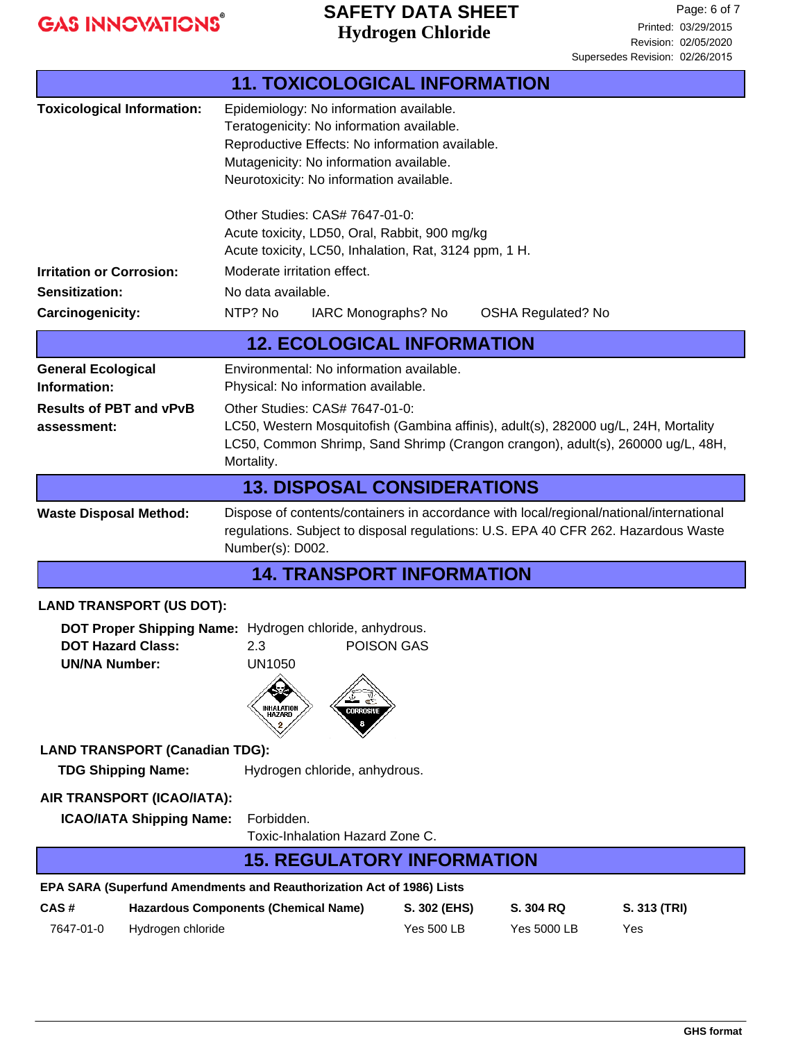## 11. TOXICOLOGICAL INFORMATION

**Toxicological Information:**
Epidemiology: No information available.
Teratogenicity: No information available.
Reproductive Effects: No information available.
Mutagenicity: No information available.
Neurotoxicity: No information available.

Other Studies: CAS# 7647-01-0:
Acute toxicity, LD50, Oral, Rabbit, 900 mg/kg
Acute toxicity, LC50, Inhalation, Rat, 3124 ppm, 1 H.

**Irritation or Corrosion:** Moderate irritation effect.

**Sensitization:** No data available.

**Carcinogenicity:** NTP? No IARC Monographs? No OSHA Regulated? No

## 12. ECOLOGICAL INFORMATION

**General Ecological Information:**
Environmental: No information available.
Physical: No information available.

**Results of PBT and vPvB assessment:**
Other Studies: CAS# 7647-01-0:
LC50, Western Mosquitofish (Gambina affinis), adult(s), 282000 ug/L, 24H, Mortality
LC50, Common Shrimp, Sand Shrimp (Crangon crangon), adult(s), 260000 ug/L, 48H, Mortality.

## 13. DISPOSAL CONSIDERATIONS

**Waste Disposal Method:** Dispose of contents/containers in accordance with local/regional/national/international regulations. Subject to disposal regulations: U.S. EPA 40 CFR 262. Hazardous Waste Number(s): D002.

## 14. TRANSPORT INFORMATION

**LAND TRANSPORT (US DOT):**

**DOT Proper Shipping Name:** Hydrogen chloride, anhydrous.
**DOT Hazard Class:** 2.3 POISON GAS
**UN/NA Number:** UN1050

**LAND TRANSPORT (Canadian TDG):**

**TDG Shipping Name:** Hydrogen chloride, anhydrous.

**AIR TRANSPORT (ICAO/IATA):**

**ICAO/IATA Shipping Name:** Forbidden.
Toxic-Inhalation Hazard Zone C.

## 15. REGULATORY INFORMATION

**EPA SARA (Superfund Amendments and Reauthorization Act of 1986) Lists**

| CAS # | Hazardous Components (Chemical Name) | S. 302 (EHS) | S. 304 RQ | S. 313 (TRI) |
|---|---|---|---|---|
| 7647-01-0 | Hydrogen chloride | Yes 500 LB | Yes 5000 LB | Yes |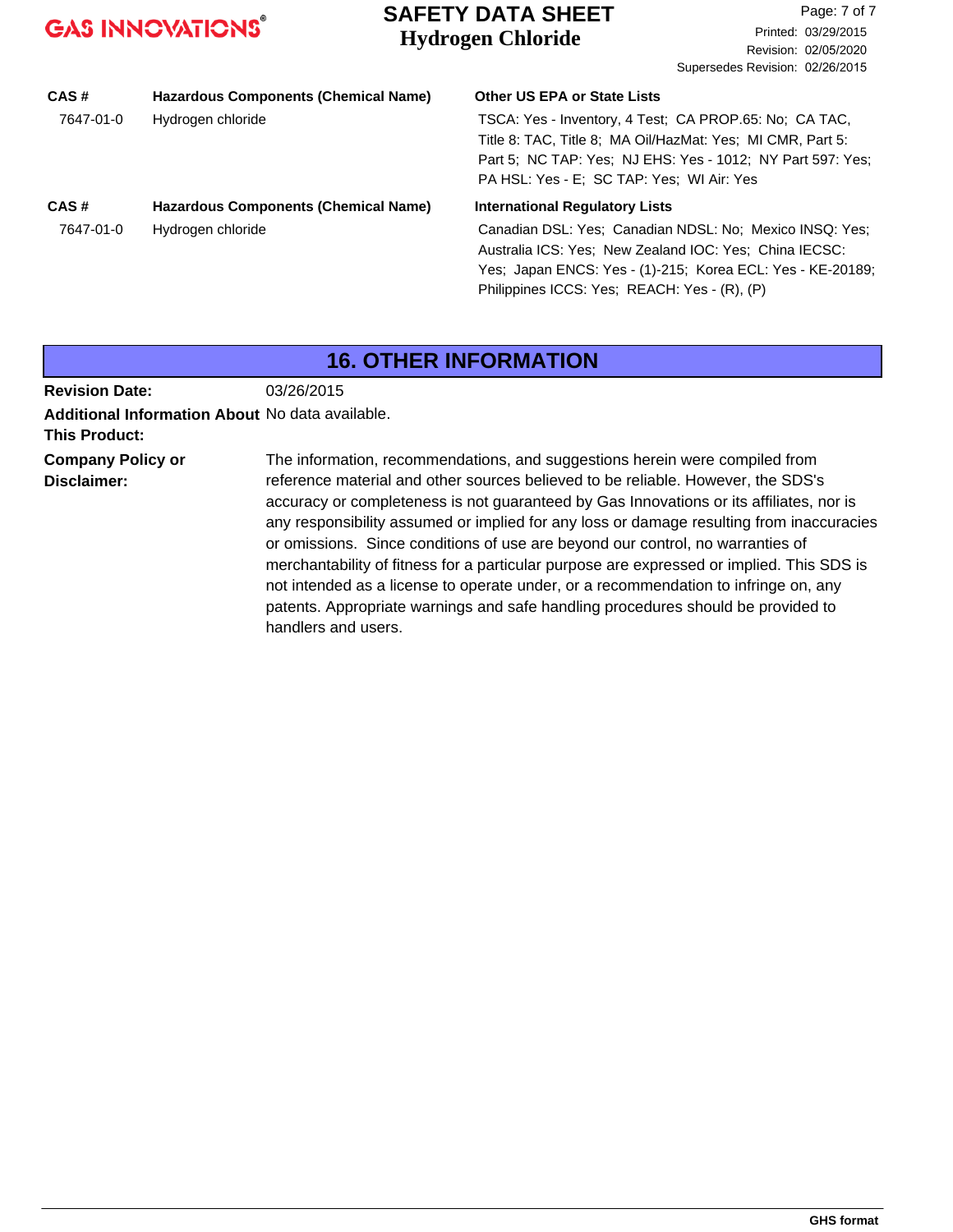| CAS # | Hazardous Components (Chemical Name) | Other US EPA or State Lists |
|---|---|---|
| 7647-01-0 | Hydrogen chloride | TSCA: Yes - Inventory, 4 Test; CA PROP.65: No; CA TAC, Title 8: TAC, Title 8; MA Oil/HazMat: Yes; MI CMR, Part 5: Part 5; NC TAP: Yes; NJ EHS: Yes - 1012; NY Part 597: Yes; PA HSL: Yes - E; SC TAP: Yes; WI Air: Yes |

| CAS # | Hazardous Components (Chemical Name) | International Regulatory Lists |
|---|---|---|
| 7647-01-0 | Hydrogen chloride | Canadian DSL: Yes; Canadian NDSL: No; Mexico INSQ: Yes; Australia ICS: Yes; New Zealand IOC: Yes; China IECSC: Yes; Japan ENCS: Yes - (1)-215; Korea ECL: Yes - KE-20189; Philippines ICCS: Yes; REACH: Yes - (R), (P) |

## 16. OTHER INFORMATION

**Revision Date:** 03/26/2015

**Additional Information About This Product:** No data available.

**Company Policy or Disclaimer:** The information, recommendations, and suggestions herein were compiled from reference material and other sources believed to be reliable. However, the SDS's accuracy or completeness is not guaranteed by Gas Innovations or its affiliates, nor is any responsibility assumed or implied for any loss or damage resulting from inaccuracies or omissions. Since conditions of use are beyond our control, no warranties of merchantability of fitness for a particular purpose are expressed or implied. This SDS is not intended as a license to operate under, or a recommendation to infringe on, any patents. Appropriate warnings and safe handling procedures should be provided to handlers and users.